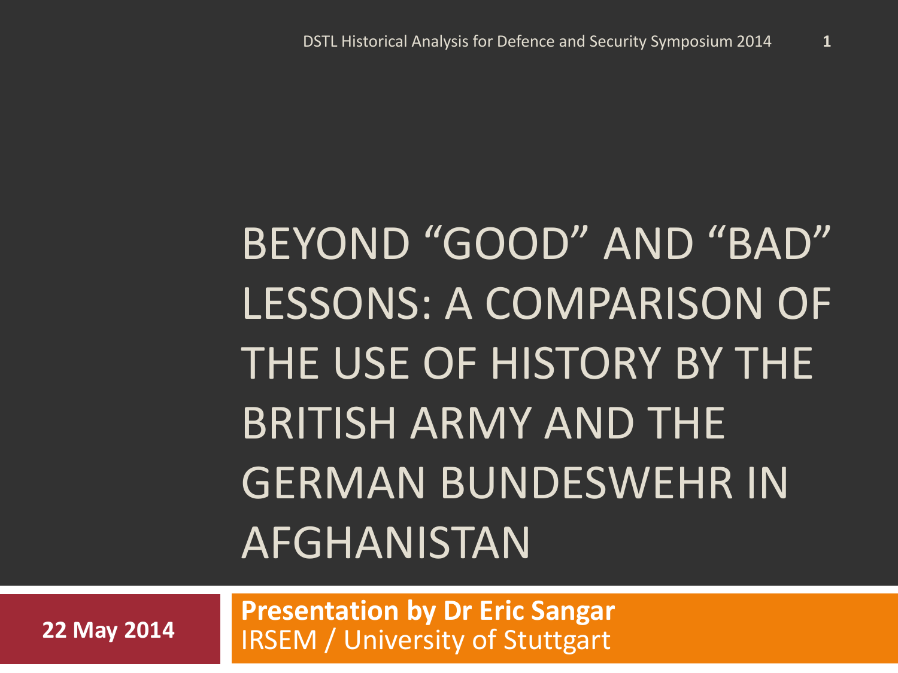# BEYOND "GOOD" AND "BAD" LESSONS: A COMPARISON OF THE USE OF HISTORY BY THE BRITISH ARMY AND THE GERMAN BUNDESWEHR IN AFGHANISTAN

DSTL Historical Analysis for Defence and Security Symposium 2014

**22 May 2014**

**Presentation by Dr Eric Sangar**
IRSEM / University of Stuttgart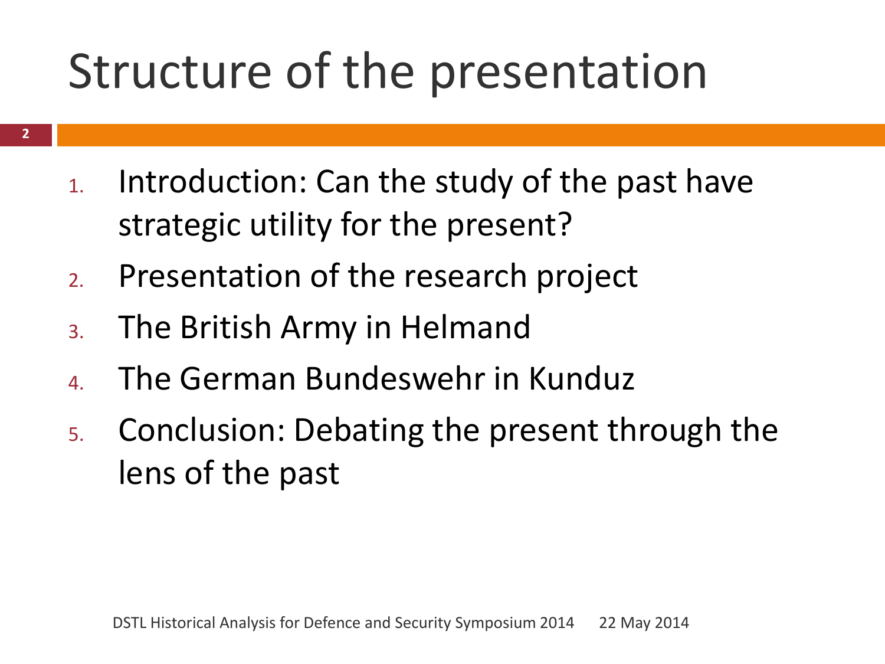# Structure of the presentation

1. Introduction: Can the study of the past have strategic utility for the present?
2. Presentation of the research project
3. The British Army in Helmand
4. The German Bundeswehr in Kunduz
5. Conclusion: Debating the present through the lens of the past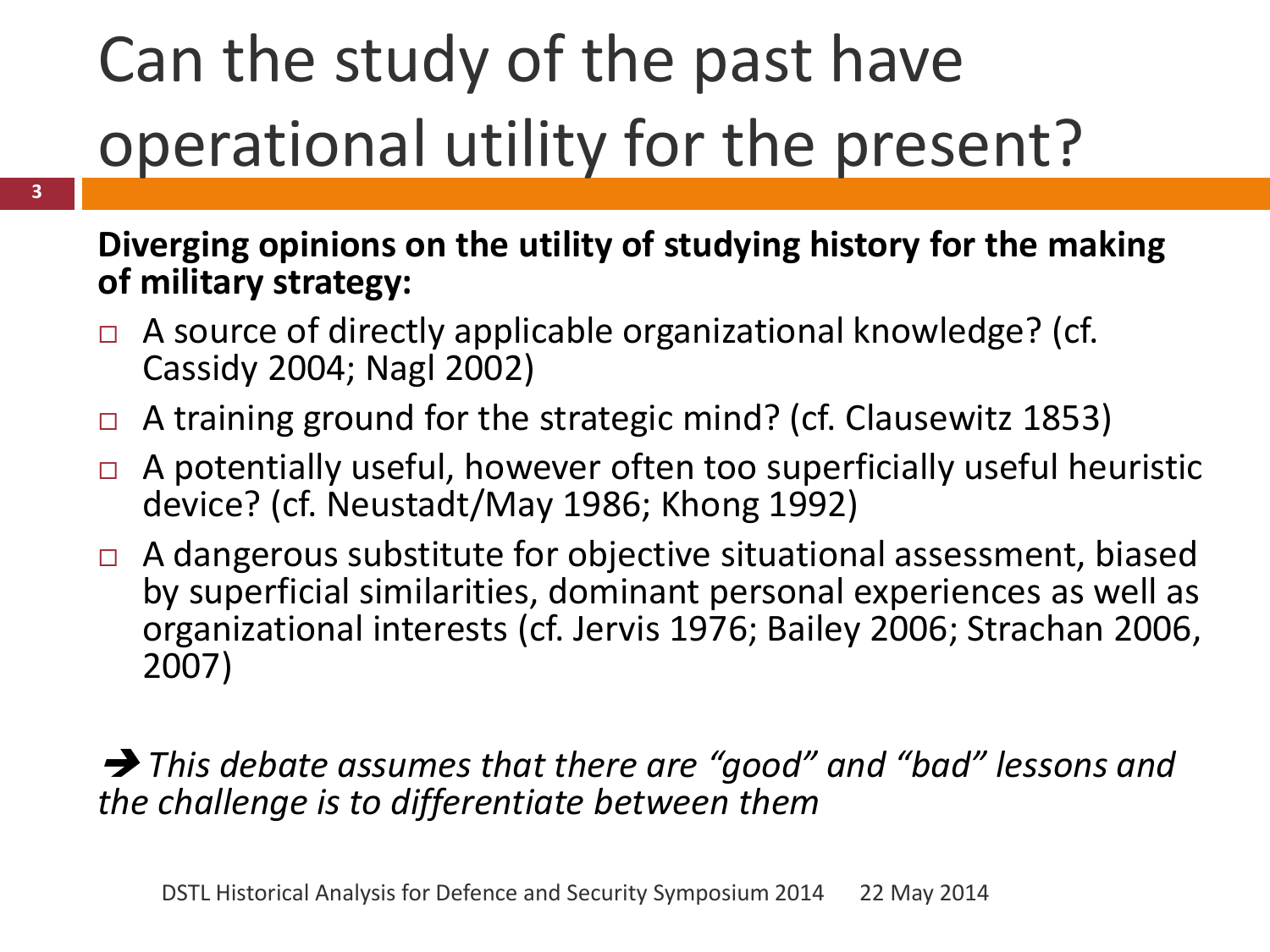# Can the study of the past have operational utility for the present?

**Diverging opinions on the utility of studying history for the making of military strategy:**

- A source of directly applicable organizational knowledge? (cf. Cassidy 2004; Nagl 2002)
- A training ground for the strategic mind? (cf. Clausewitz 1853)
- A potentially useful, however often too superficially useful heuristic device? (cf. Neustadt/May 1986; Khong 1992)
- A dangerous substitute for objective situational assessment, biased by superficial similarities, dominant personal experiences as well as organizational interests (cf. Jervis 1976; Bailey 2006; Strachan 2006, 2007)

➔ *This debate assumes that there are "good" and "bad" lessons and the challenge is to differentiate between them*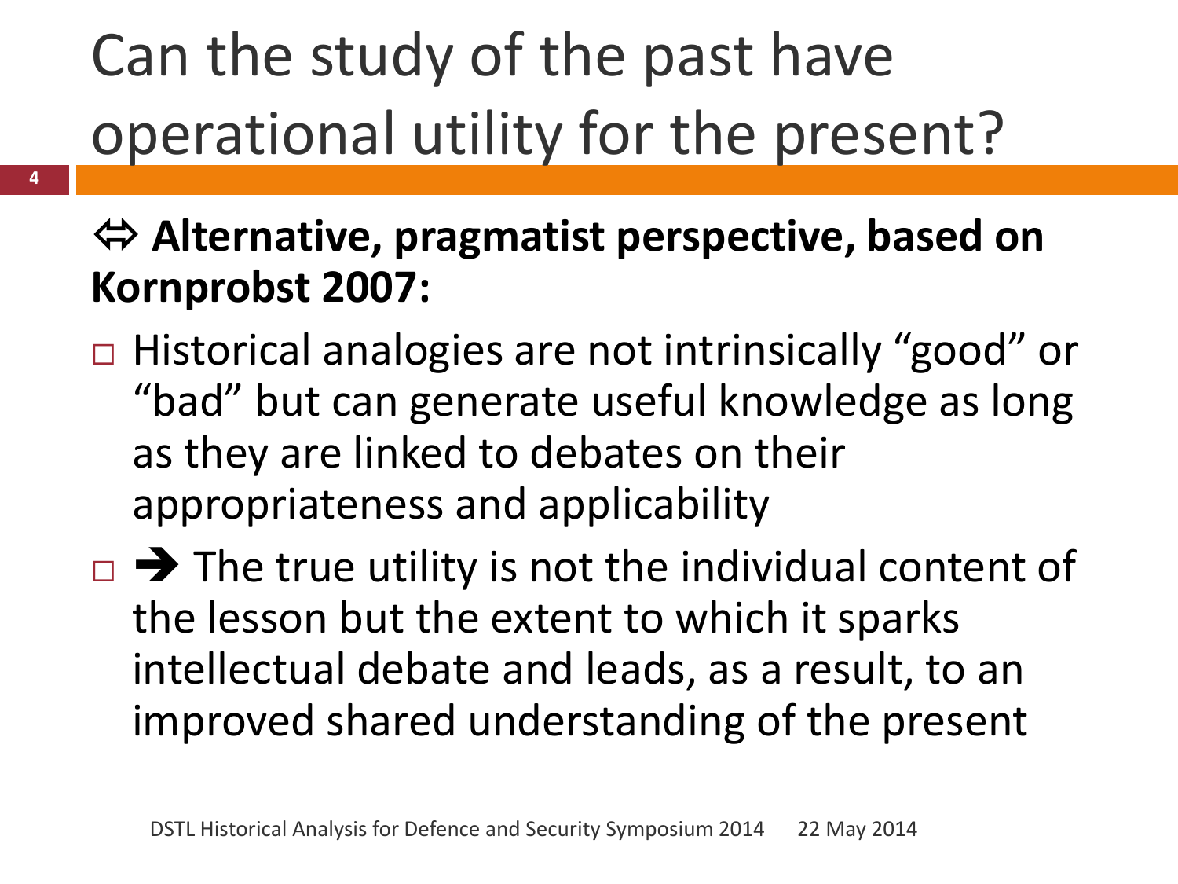# Can the study of the past have operational utility for the present?

**⇔ Alternative, pragmatist perspective, based on Kornprobst 2007:**

- Historical analogies are not intrinsically “good” or “bad” but can generate useful knowledge as long as they are linked to debates on their appropriateness and applicability
- ➔ The true utility is not the individual content of the lesson but the extent to which it sparks intellectual debate and leads, as a result, to an improved shared understanding of the present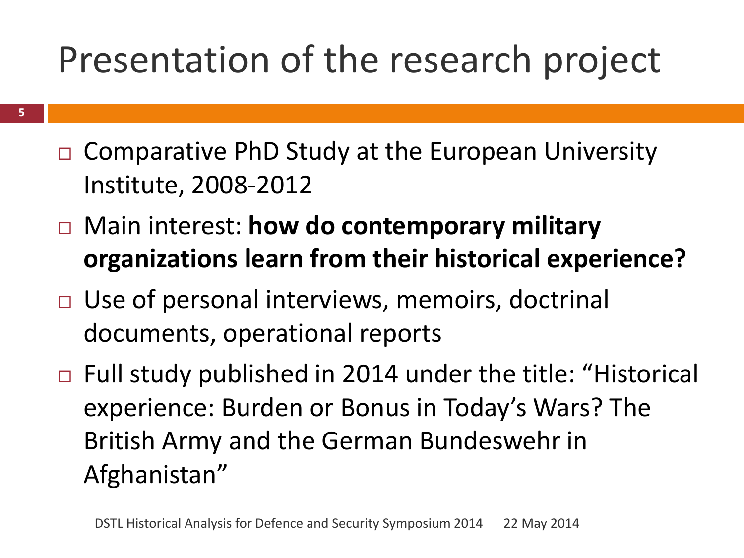# Presentation of the research project

- Comparative PhD Study at the European University Institute, 2008-2012
- Main interest: **how do contemporary military organizations learn from their historical experience?**
- Use of personal interviews, memoirs, doctrinal documents, operational reports
- Full study published in 2014 under the title: "Historical experience: Burden or Bonus in Today's Wars? The British Army and the German Bundeswehr in Afghanistan"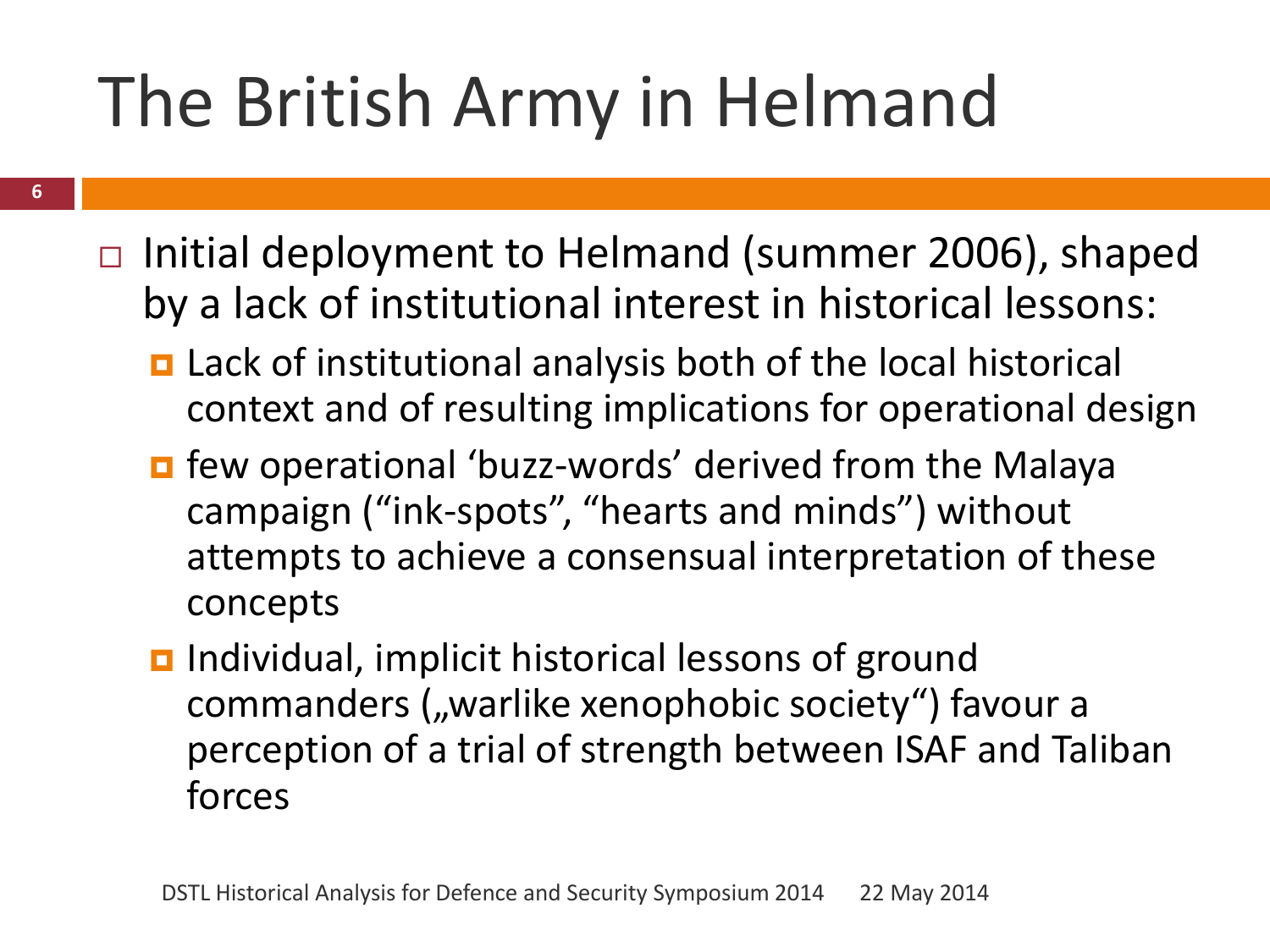# The British Army in Helmand

- Initial deployment to Helmand (summer 2006), shaped by a lack of institutional interest in historical lessons:
  - Lack of institutional analysis both of the local historical context and of resulting implications for operational design
  - few operational ‘buzz-words’ derived from the Malaya campaign (“ink-spots”, “hearts and minds”) without attempts to achieve a consensual interpretation of these concepts
  - Individual, implicit historical lessons of ground commanders („warlike xenophobic society“) favour a perception of a trial of strength between ISAF and Taliban forces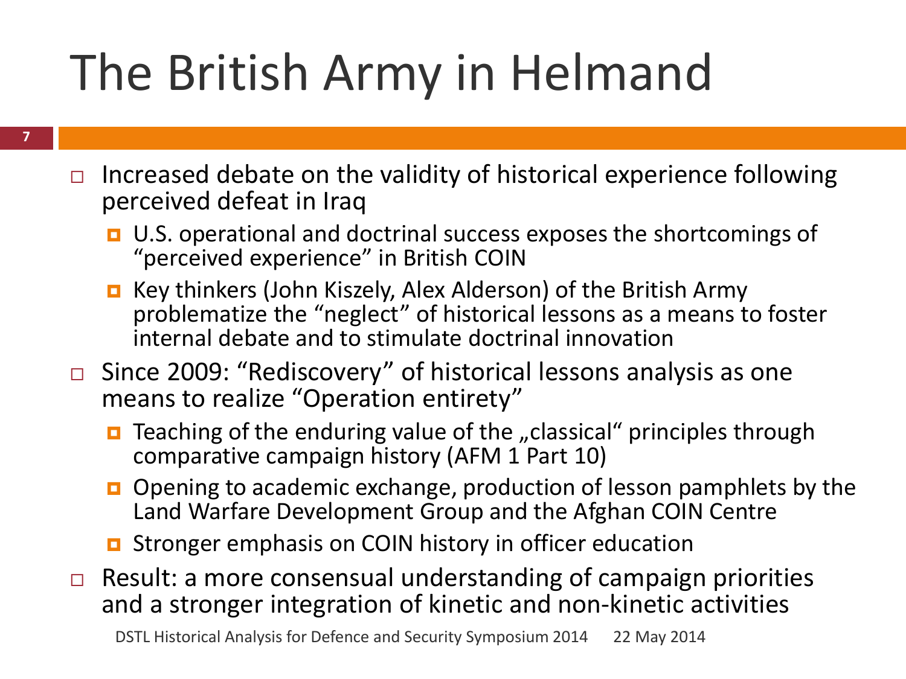# The British Army in Helmand

- Increased debate on the validity of historical experience following perceived defeat in Iraq
  - U.S. operational and doctrinal success exposes the shortcomings of "perceived experience" in British COIN
  - Key thinkers (John Kiszely, Alex Alderson) of the British Army problematize the "neglect" of historical lessons as a means to foster internal debate and to stimulate doctrinal innovation
- Since 2009: "Rediscovery" of historical lessons analysis as one means to realize "Operation entirety"
  - Teaching of the enduring value of the „classical" principles through comparative campaign history (AFM 1 Part 10)
  - Opening to academic exchange, production of lesson pamphlets by the Land Warfare Development Group and the Afghan COIN Centre
  - Stronger emphasis on COIN history in officer education
- Result: a more consensual understanding of campaign priorities and a stronger integration of kinetic and non-kinetic activities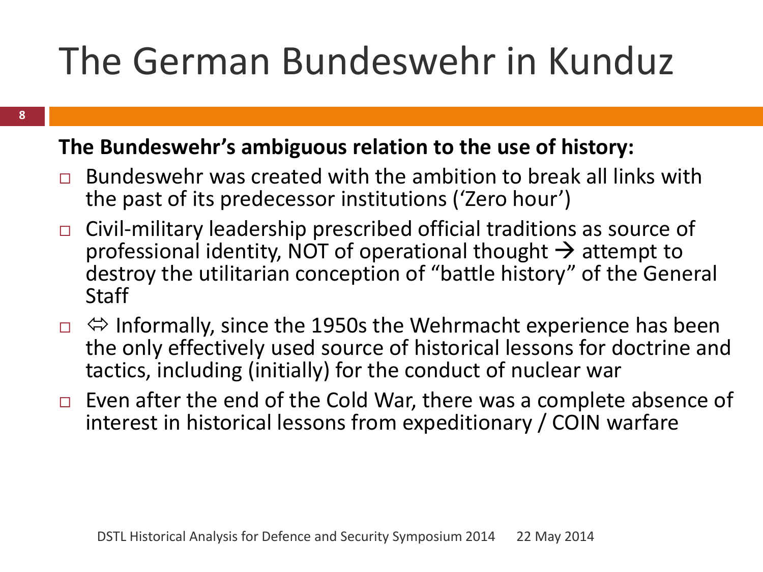# The German Bundeswehr in Kunduz

**The Bundeswehr's ambiguous relation to the use of history:**

- Bundeswehr was created with the ambition to break all links with the past of its predecessor institutions ('Zero hour')
- Civil-military leadership prescribed official traditions as source of professional identity, NOT of operational thought → attempt to destroy the utilitarian conception of "battle history" of the General Staff
- ⇔ Informally, since the 1950s the Wehrmacht experience has been the only effectively used source of historical lessons for doctrine and tactics, including (initially) for the conduct of nuclear war
- Even after the end of the Cold War, there was a complete absence of interest in historical lessons from expeditionary / COIN warfare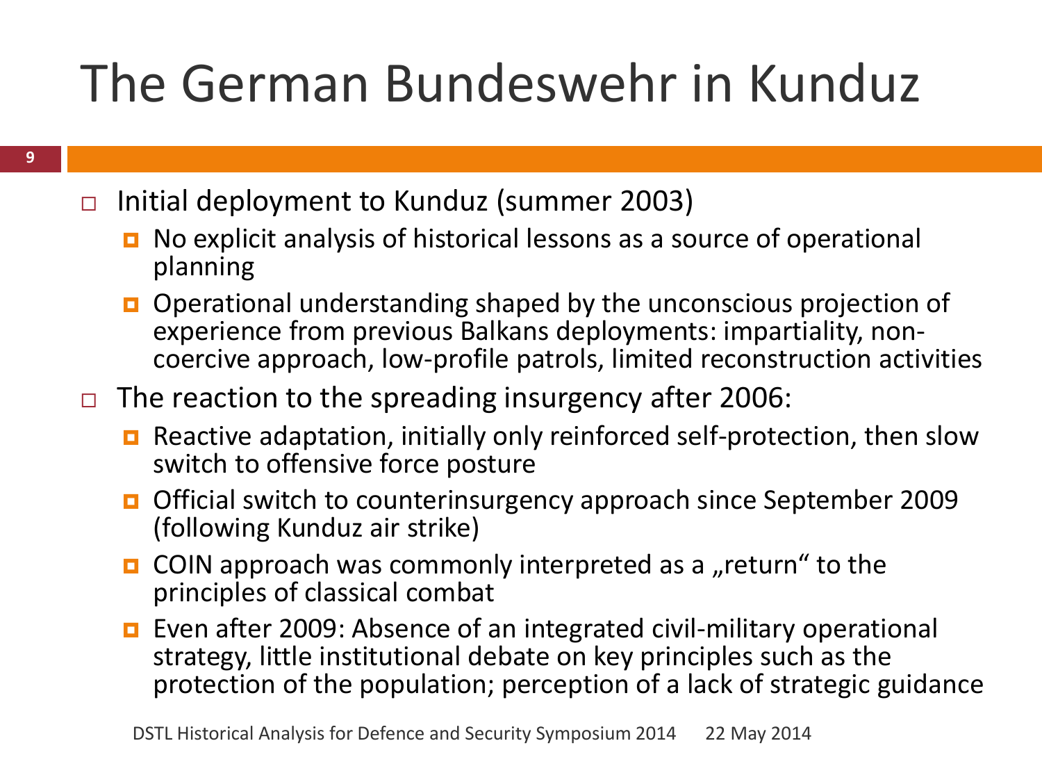# The German Bundeswehr in Kunduz

- Initial deployment to Kunduz (summer 2003)
  - No explicit analysis of historical lessons as a source of operational planning
  - Operational understanding shaped by the unconscious projection of experience from previous Balkans deployments: impartiality, non-coercive approach, low-profile patrols, limited reconstruction activities
- The reaction to the spreading insurgency after 2006:
  - Reactive adaptation, initially only reinforced self-protection, then slow switch to offensive force posture
  - Official switch to counterinsurgency approach since September 2009 (following Kunduz air strike)
  - COIN approach was commonly interpreted as a „return“ to the principles of classical combat
  - Even after 2009: Absence of an integrated civil-military operational strategy, little institutional debate on key principles such as the protection of the population; perception of a lack of strategic guidance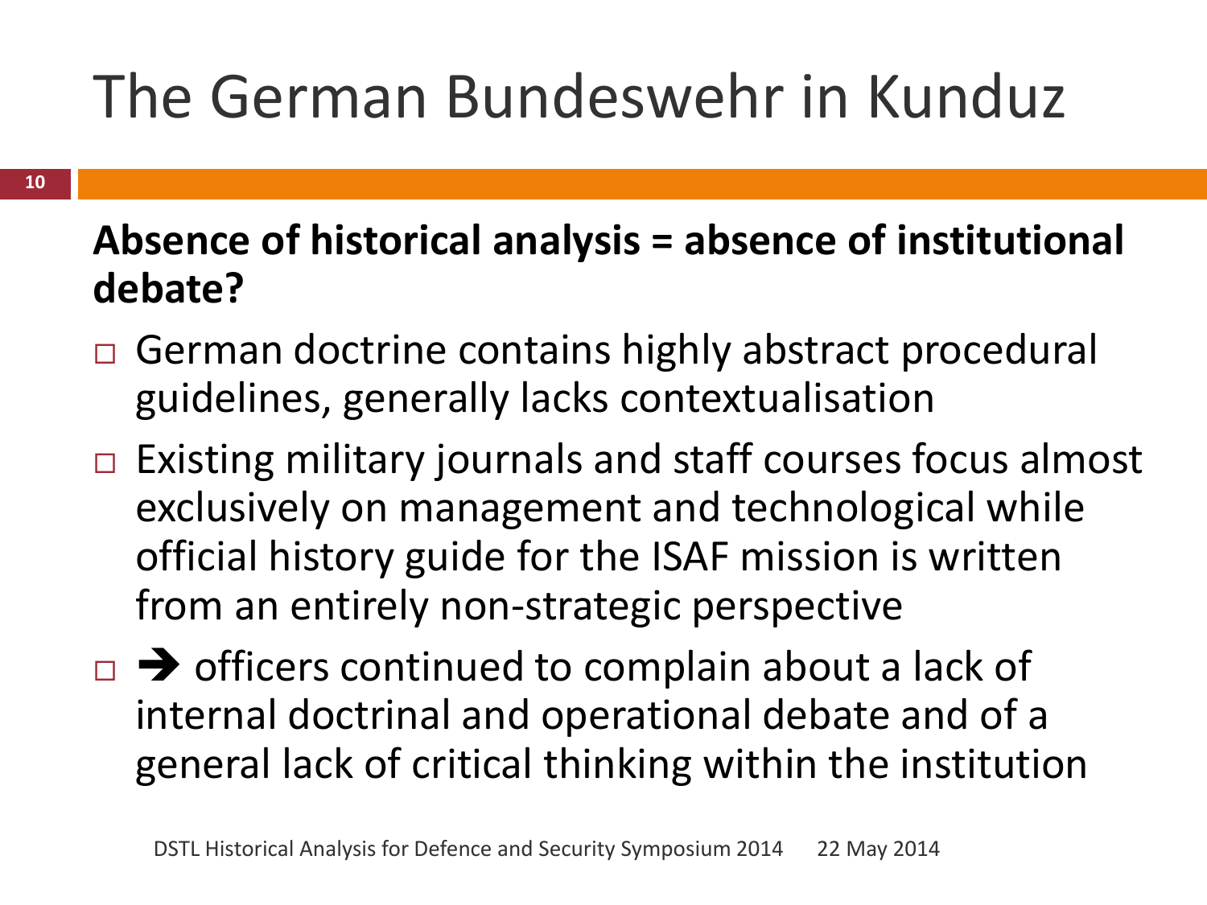# The German Bundeswehr in Kunduz

**Absence of historical analysis = absence of institutional debate?**

- German doctrine contains highly abstract procedural guidelines, generally lacks contextualisation
- Existing military journals and staff courses focus almost exclusively on management and technological while official history guide for the ISAF mission is written from an entirely non-strategic perspective
- ➔ officers continued to complain about a lack of internal doctrinal and operational debate and of a general lack of critical thinking within the institution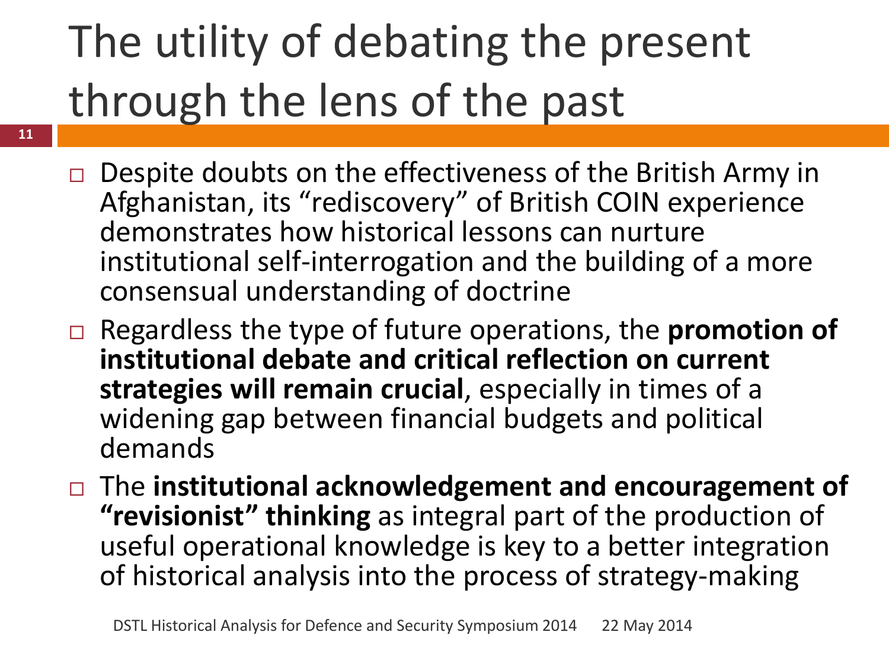# The utility of debating the present through the lens of the past

- Despite doubts on the effectiveness of the British Army in Afghanistan, its "rediscovery" of British COIN experience demonstrates how historical lessons can nurture institutional self-interrogation and the building of a more consensual understanding of doctrine
- Regardless the type of future operations, the **promotion of institutional debate and critical reflection on current strategies will remain crucial**, especially in times of a widening gap between financial budgets and political demands
- The **institutional acknowledgement and encouragement of "revisionist" thinking** as integral part of the production of useful operational knowledge is key to a better integration of historical analysis into the process of strategy-making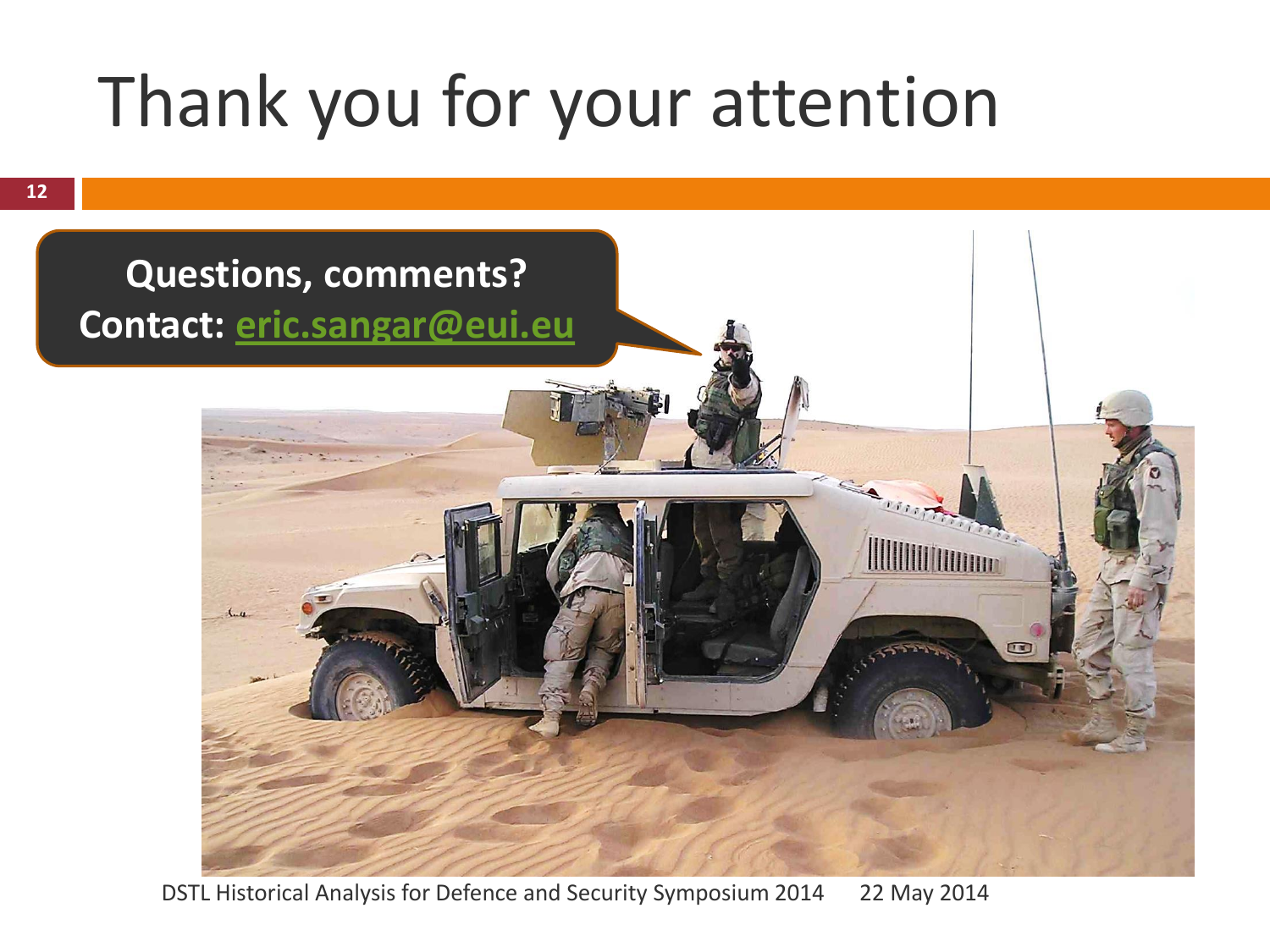# Thank you for your attention

**Questions, comments?**
**Contact: eric.sangar@eui.eu**

DSTL Historical Analysis for Defence and Security Symposium 2014 22 May 2014